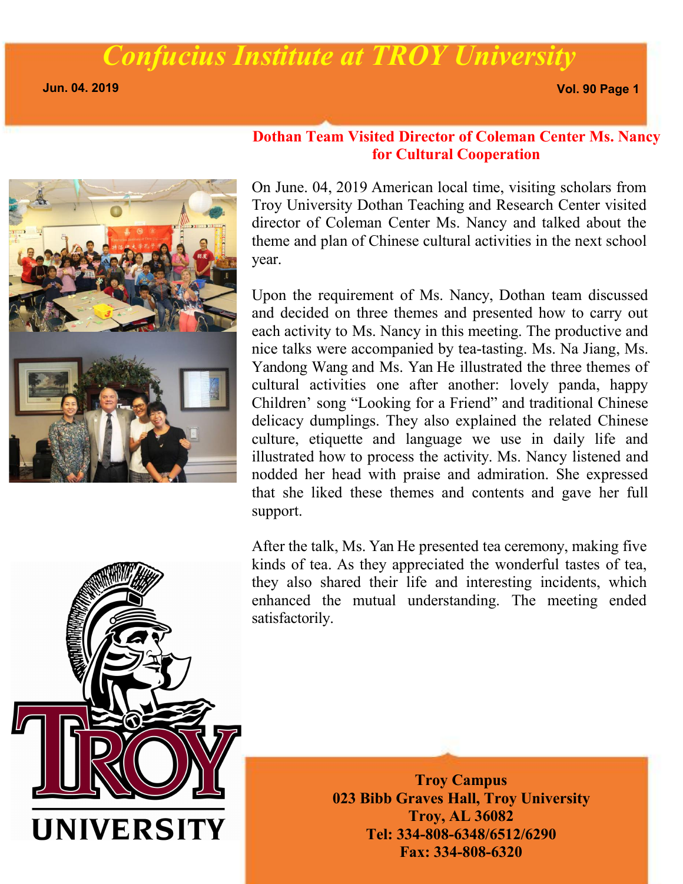# Confucius Institute at TROY University

Jun. 04. 2019

## Dothan Team Visited Director of Coleman Center Ms. Nancy for Cultural Cooperation

On June. 04, 2019 American local time, visiting scholars from Troy University Dothan Teaching and Research Center visited director of Coleman Center Ms. Nancy and talked about the theme and plan of Chinese cultural activities in the next school year.

Upon the requirement of Ms. Nancy, Dothan team discussed and decided on three themes and presented how to carry out each activity to Ms. Nancy in this meeting. The productive and nice talks were accompanied by tea-tasting. Ms. Na Jiang, Ms. Yandong Wang and Ms. Yan He illustrated the three themes of cultural activities one after another: lovely panda, happy Children' song "Looking for a Friend" and traditional Chinese delicacy dumplings. They also explained the related Chinese culture, etiquette and language we use in daily life and illustrated how to process the activity. Ms. Nancy listened and nodded her head with praise and admiration. She expressed that she liked these themes and contents and gave her full support.

After the talk, Ms. Yan He presented tea ceremony, making five kinds of tea. As they appreciated the wonderful tastes of tea, they also shared their life and interesting incidents, which enhanced the mutual understanding. The meeting ended satisfactorily.

**Troy Campus**
**023 Bibb Graves Hall, Troy University**
**Troy, AL 36082**
**Tel: 334-808-6348/6512/6290**
**Fax: 334-808-6320**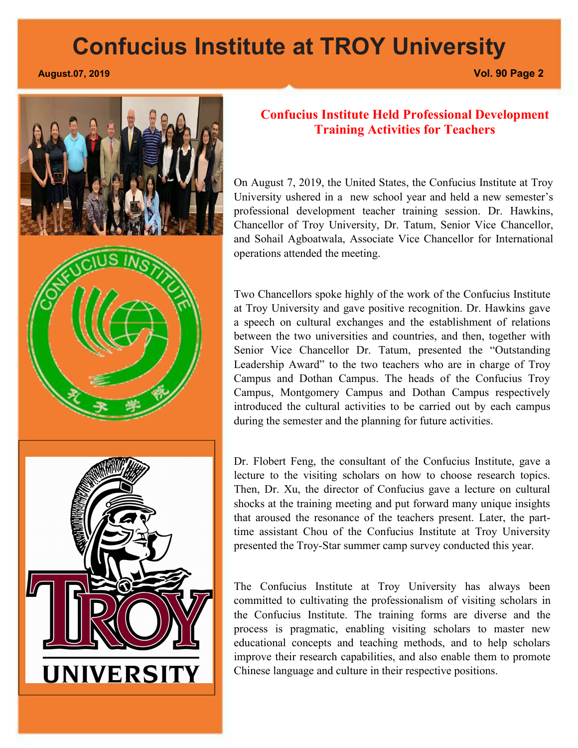## Confucius Institute Held Professional Development Training Activities for Teachers

On August 7, 2019, the United States, the Confucius Institute at Troy University ushered in a new school year and held a new semester's professional development teacher training session. Dr. Hawkins, Chancellor of Troy University, Dr. Tatum, Senior Vice Chancellor, and Sohail Agboatwala, Associate Vice Chancellor for International operations attended the meeting.

Two Chancellors spoke highly of the work of the Confucius Institute at Troy University and gave positive recognition. Dr. Hawkins gave a speech on cultural exchanges and the establishment of relations between the two universities and countries, and then, together with Senior Vice Chancellor Dr. Tatum, presented the "Outstanding Leadership Award" to the two teachers who are in charge of Troy Campus and Dothan Campus. The heads of the Confucius Troy Campus, Montgomery Campus and Dothan Campus respectively introduced the cultural activities to be carried out by each campus during the semester and the planning for future activities.

Dr. Flobert Feng, the consultant of the Confucius Institute, gave a lecture to the visiting scholars on how to choose research topics. Then, Dr. Xu, the director of Confucius gave a lecture on cultural shocks at the training meeting and put forward many unique insights that aroused the resonance of the teachers present. Later, the part-time assistant Chou of the Confucius Institute at Troy University presented the Troy-Star summer camp survey conducted this year.

The Confucius Institute at Troy University has always been committed to cultivating the professionalism of visiting scholars in the Confucius Institute. The training forms are diverse and the process is pragmatic, enabling visiting scholars to master new educational concepts and teaching methods, and to help scholars improve their research capabilities, and also enable them to promote Chinese language and culture in their respective positions.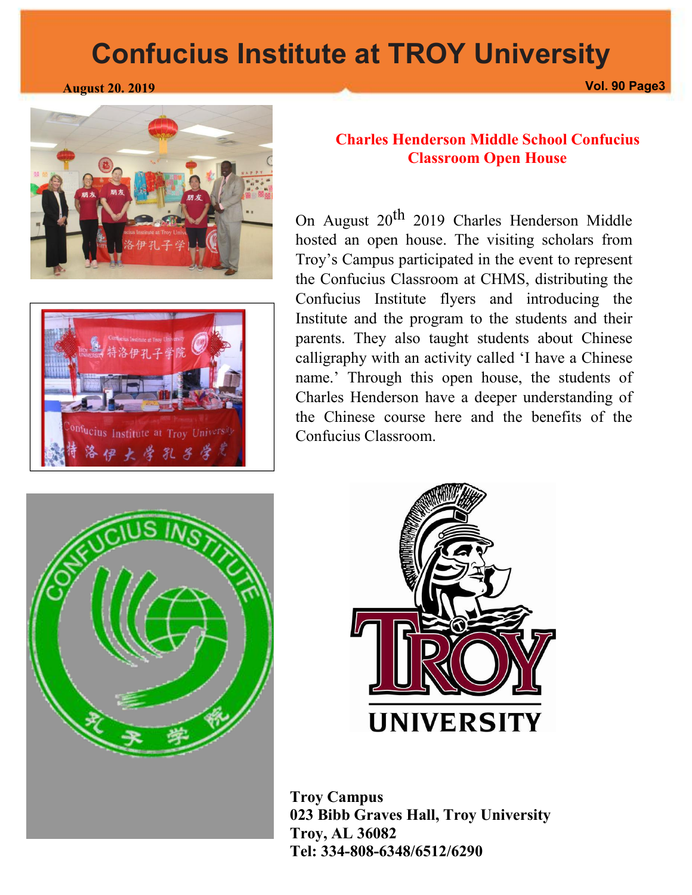# Confucius Institute at TROY University

August 20. 2019

## Charles Henderson Middle School Confucius Classroom Open House

On August 20th 2019 Charles Henderson Middle hosted an open house. The visiting scholars from Troy's Campus participated in the event to represent the Confucius Classroom at CHMS, distributing the Confucius Institute flyers and introducing the Institute and the program to the students and their parents. They also taught students about Chinese calligraphy with an activity called 'I have a Chinese name.' Through this open house, the students of Charles Henderson have a deeper understanding of the Chinese course here and the benefits of the Confucius Classroom.

**Troy Campus**
**023 Bibb Graves Hall, Troy University**
**Troy, AL 36082**
**Tel: 334-808-6348/6512/6290**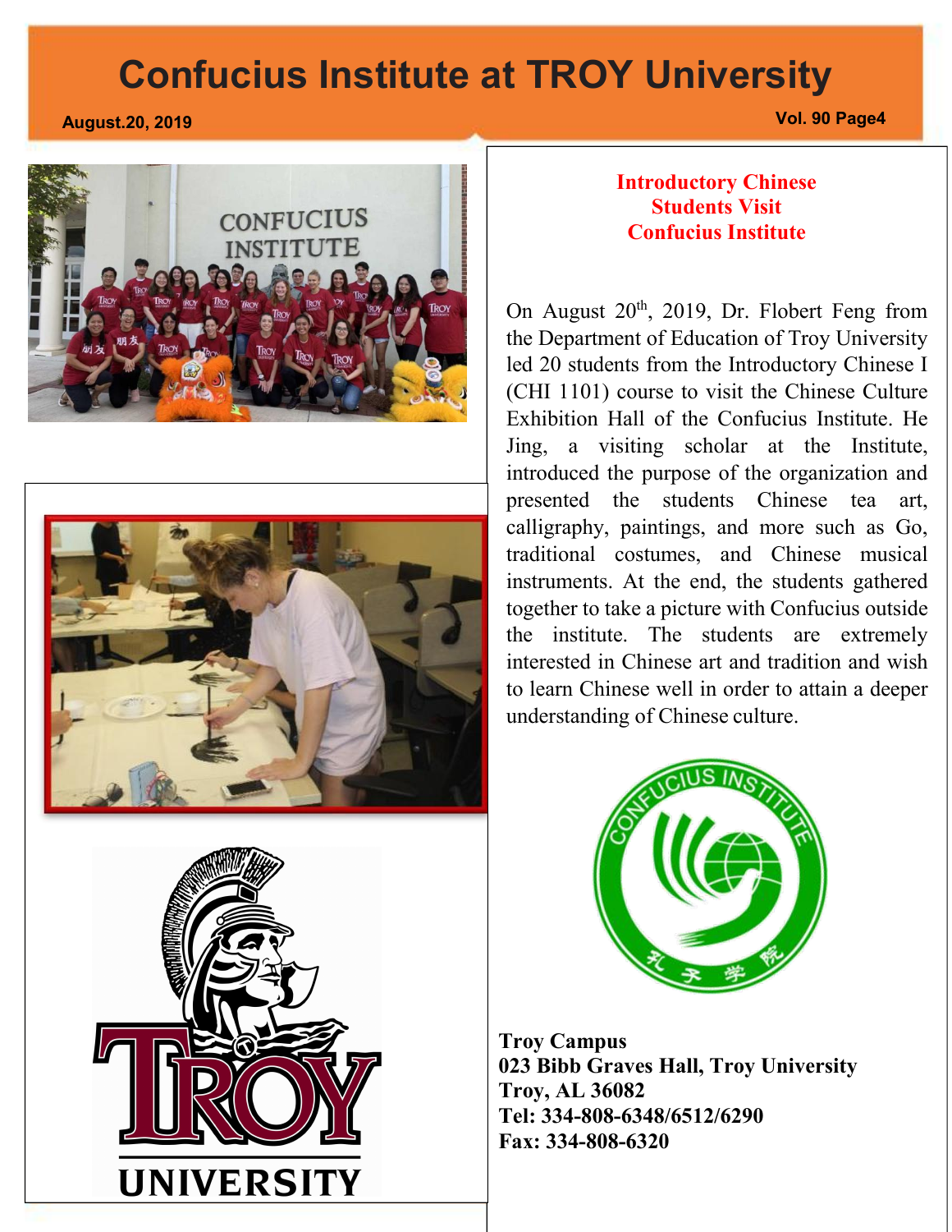# Confucius Institute at TROY University

August.20, 2019

## Introductory Chinese Students Visit Confucius Institute

On August 20th, 2019, Dr. Flobert Feng from the Department of Education of Troy University led 20 students from the Introductory Chinese I (CHI 1101) course to visit the Chinese Culture Exhibition Hall of the Confucius Institute. He Jing, a visiting scholar at the Institute, introduced the purpose of the organization and presented the students Chinese tea art, calligraphy, paintings, and more such as Go, traditional costumes, and Chinese musical instruments. At the end, the students gathered together to take a picture with Confucius outside the institute. The students are extremely interested in Chinese art and tradition and wish to learn Chinese well in order to attain a deeper understanding of Chinese culture.

**Troy Campus**
**023 Bibb Graves Hall, Troy University**
**Troy, AL 36082**
**Tel: 334-808-6348/6512/6290**
**Fax: 334-808-6320**